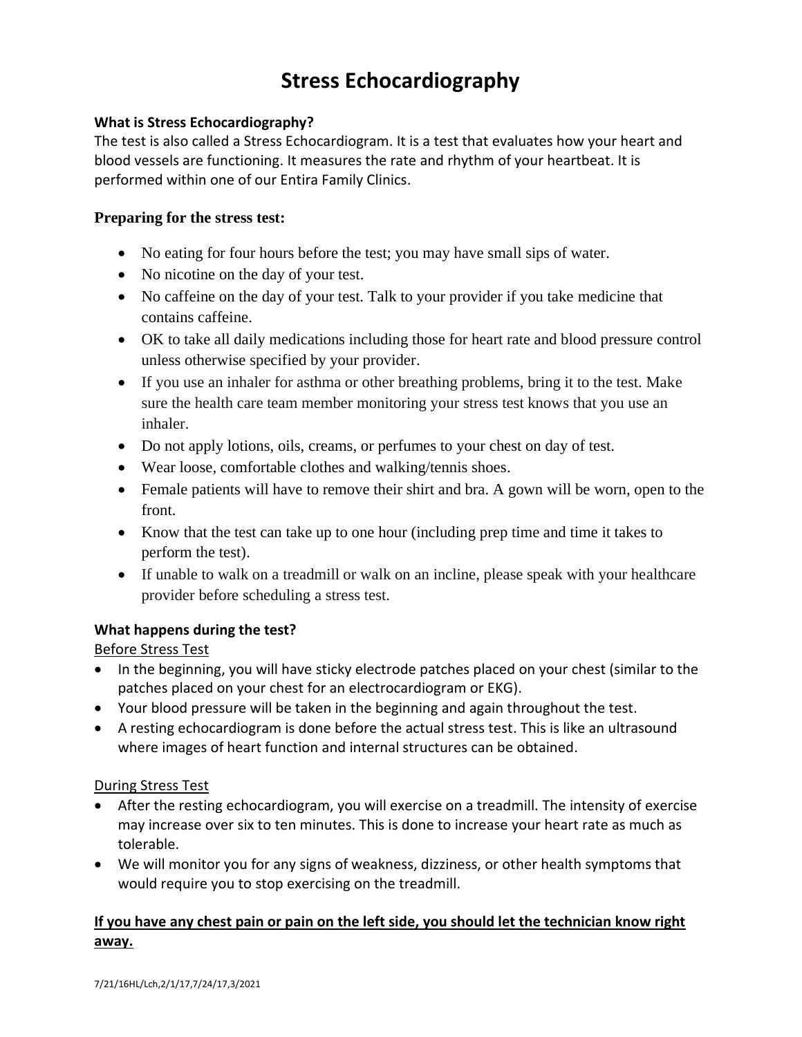# Stress Echocardiography

**What is Stress Echocardiography?**

The test is also called a Stress Echocardiogram. It is a test that evaluates how your heart and blood vessels are functioning. It measures the rate and rhythm of your heartbeat. It is performed within one of our Entira Family Clinics.

## Preparing for the stress test:

- No eating for four hours before the test; you may have small sips of water.
- No nicotine on the day of your test.
- No caffeine on the day of your test. Talk to your provider if you take medicine that contains caffeine.
- OK to take all daily medications including those for heart rate and blood pressure control unless otherwise specified by your provider.
- If you use an inhaler for asthma or other breathing problems, bring it to the test. Make sure the health care team member monitoring your stress test knows that you use an inhaler.
- Do not apply lotions, oils, creams, or perfumes to your chest on day of test.
- Wear loose, comfortable clothes and walking/tennis shoes.
- Female patients will have to remove their shirt and bra. A gown will be worn, open to the front.
- Know that the test can take up to one hour (including prep time and time it takes to perform the test).
- If unable to walk on a treadmill or walk on an incline, please speak with your healthcare provider before scheduling a stress test.

**What happens during the test?**

<u>Before Stress Test</u>

- In the beginning, you will have sticky electrode patches placed on your chest (similar to the patches placed on your chest for an electrocardiogram or EKG).
- Your blood pressure will be taken in the beginning and again throughout the test.
- A resting echocardiogram is done before the actual stress test. This is like an ultrasound where images of heart function and internal structures can be obtained.

<u>During Stress Test</u>

- After the resting echocardiogram, you will exercise on a treadmill. The intensity of exercise may increase over six to ten minutes. This is done to increase your heart rate as much as tolerable.
- We will monitor you for any signs of weakness, dizziness, or other health symptoms that would require you to stop exercising on the treadmill.

**<u>If you have any chest pain or pain on the left side, you should let the technician know right away.</u>**

7/21/16HL/Lch,2/1/17,7/24/17,3/2021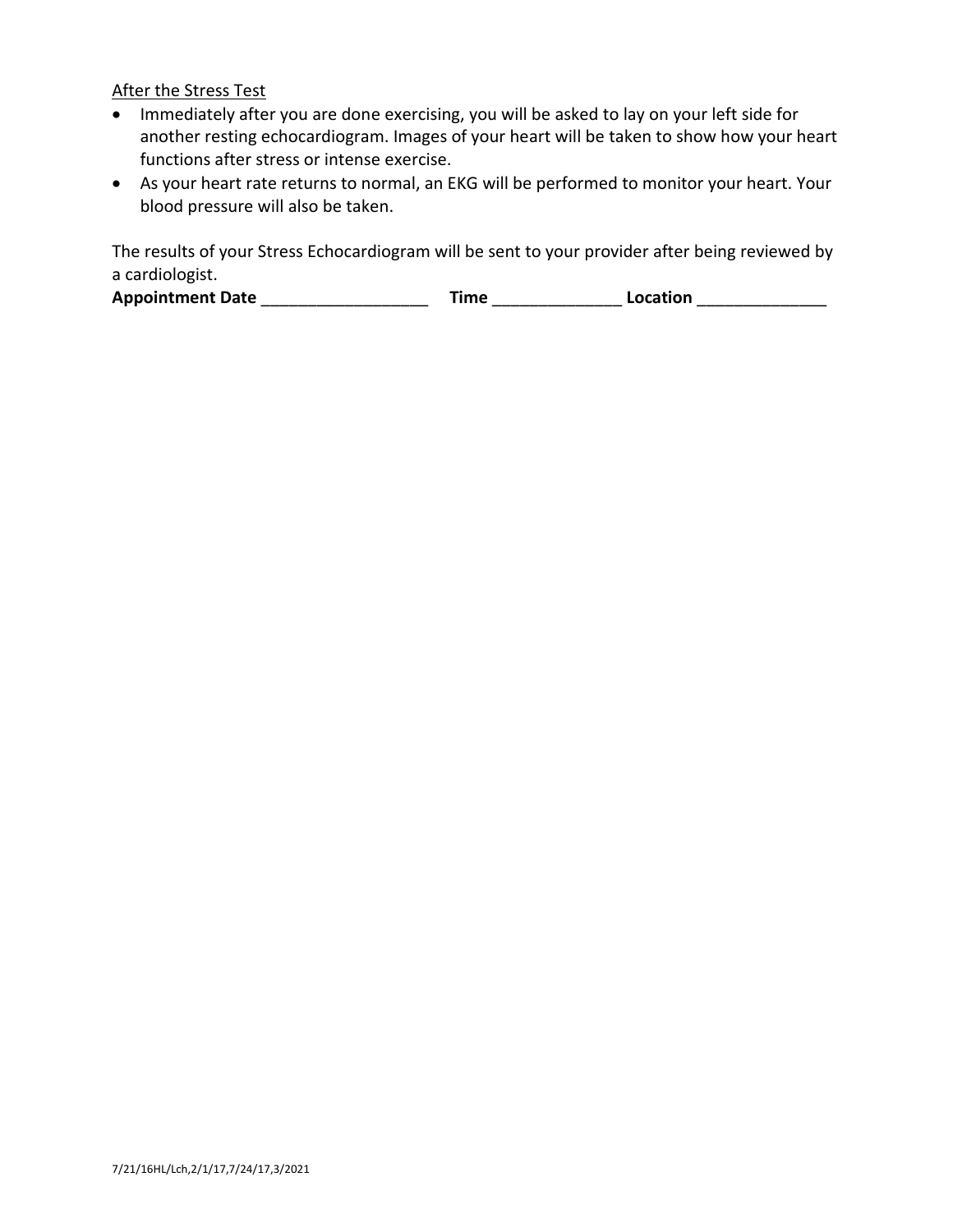After the Stress Test

- Immediately after you are done exercising, you will be asked to lay on your left side for another resting echocardiogram. Images of your heart will be taken to show how your heart functions after stress or intense exercise.
- As your heart rate returns to normal, an EKG will be performed to monitor your heart. Your blood pressure will also be taken.

The results of your Stress Echocardiogram will be sent to your provider after being reviewed by a cardiologist.

**Appointment Date** __________________ **Time** ______________ **Location** ______________

7/21/16HL/Lch,2/1/17,7/24/17,3/2021